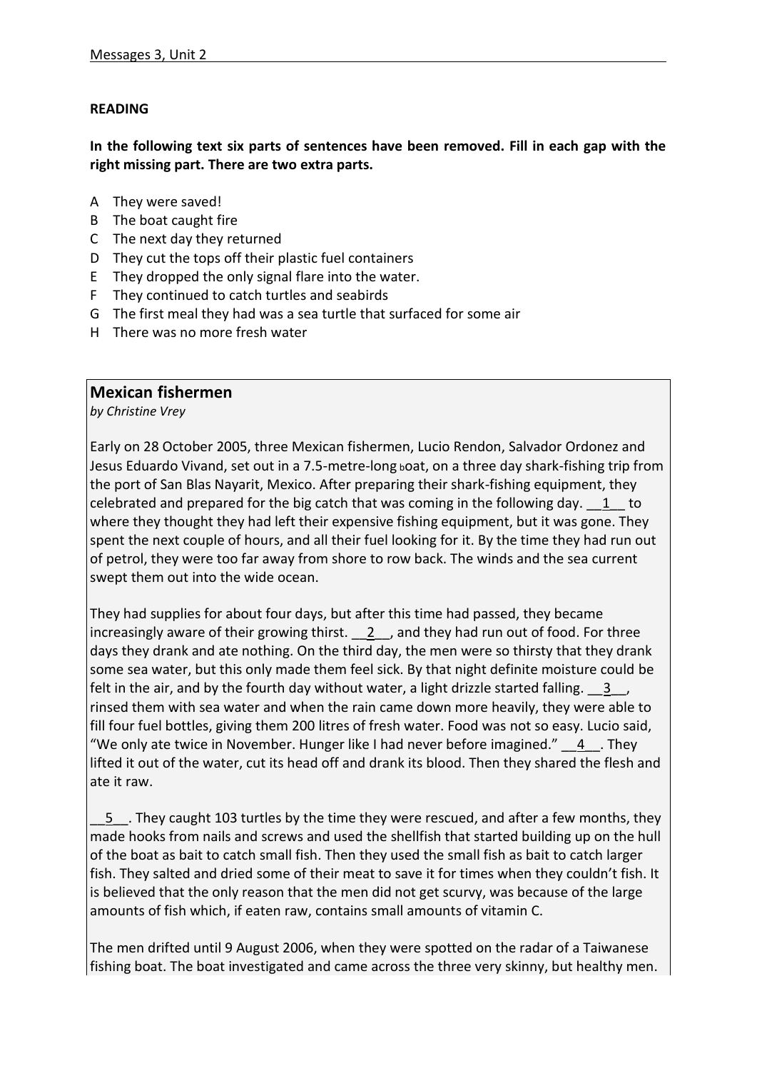**READING**

**In the following text six parts of sentences have been removed. Fill in each gap with the right missing part. There are two extra parts.**

A They were saved!
B The boat caught fire
C The next day they returned
D They cut the tops off their plastic fuel containers
E They dropped the only signal flare into the water.
F They continued to catch turtles and seabirds
G The first meal they had was a sea turtle that surfaced for some air
H There was no more fresh water

## Mexican fishermen

*by Christine Vrey*

Early on 28 October 2005, three Mexican fishermen, Lucio Rendon, Salvador Ordonez and Jesus Eduardo Vivand, set out in a 7.5-metre-long boat, on a three day shark-fishing trip from the port of San Blas Nayarit, Mexico. After preparing their shark-fishing equipment, they celebrated and prepared for the big catch that was coming in the following day. __1__ to where they thought they had left their expensive fishing equipment, but it was gone. They spent the next couple of hours, and all their fuel looking for it. By the time they had run out of petrol, they were too far away from shore to row back. The winds and the sea current swept them out into the wide ocean.

They had supplies for about four days, but after this time had passed, they became increasingly aware of their growing thirst. __2__, and they had run out of food. For three days they drank and ate nothing. On the third day, the men were so thirsty that they drank some sea water, but this only made them feel sick. By that night definite moisture could be felt in the air, and by the fourth day without water, a light drizzle started falling. __3__, rinsed them with sea water and when the rain came down more heavily, they were able to fill four fuel bottles, giving them 200 litres of fresh water. Food was not so easy. Lucio said, "We only ate twice in November. Hunger like I had never before imagined." __4__. They lifted it out of the water, cut its head off and drank its blood. Then they shared the flesh and ate it raw.

__5__. They caught 103 turtles by the time they were rescued, and after a few months, they made hooks from nails and screws and used the shellfish that started building up on the hull of the boat as bait to catch small fish. Then they used the small fish as bait to catch larger fish. They salted and dried some of their meat to save it for times when they couldn't fish. It is believed that the only reason that the men did not get scurvy, was because of the large amounts of fish which, if eaten raw, contains small amounts of vitamin C.

The men drifted until 9 August 2006, when they were spotted on the radar of a Taiwanese fishing boat. The boat investigated and came across the three very skinny, but healthy men.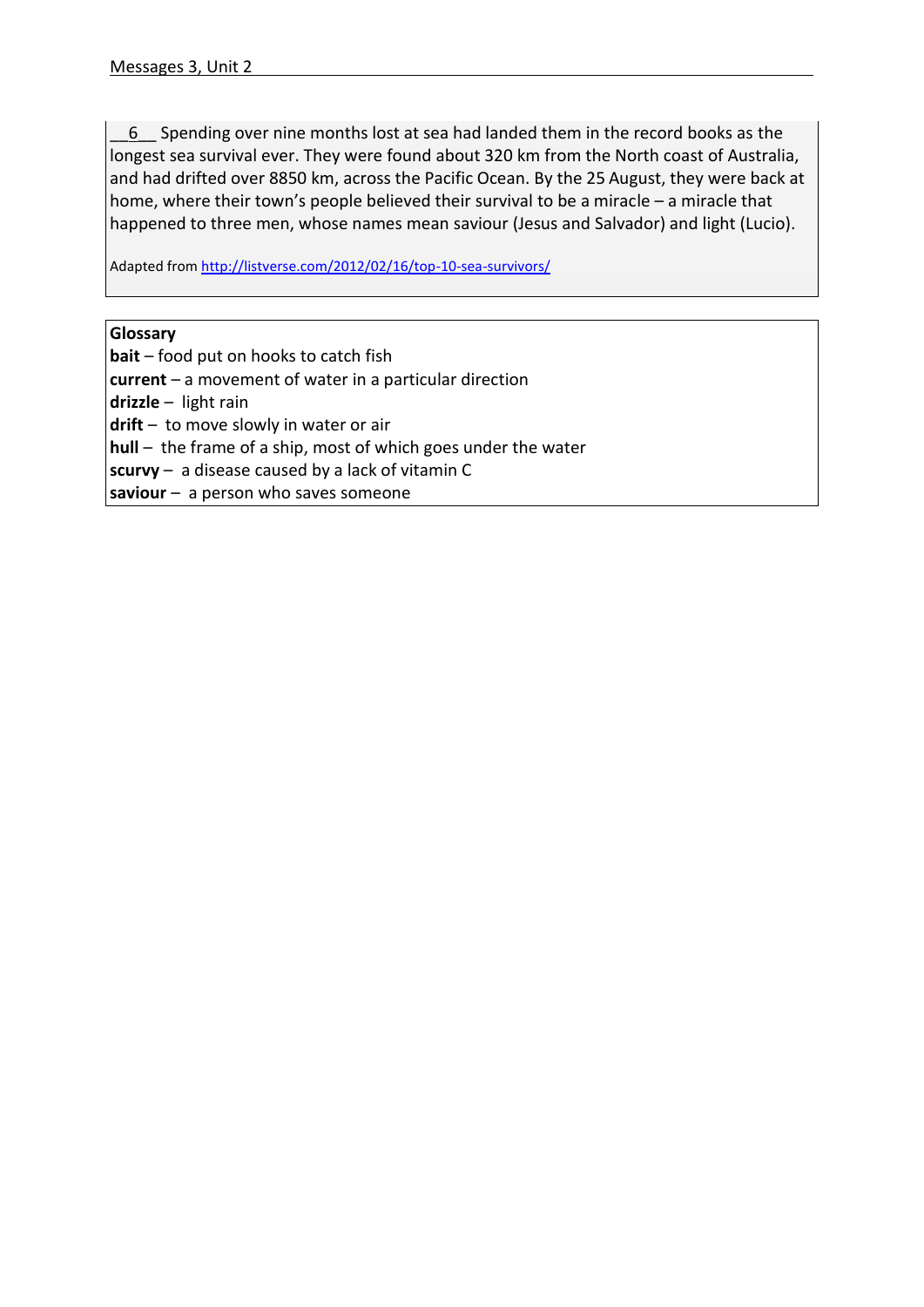__6__ Spending over nine months lost at sea had landed them in the record books as the longest sea survival ever. They were found about 320 km from the North coast of Australia, and had drifted over 8850 km, across the Pacific Ocean. By the 25 August, they were back at home, where their town's people believed their survival to be a miracle – a miracle that happened to three men, whose names mean saviour (Jesus and Salvador) and light (Lucio).

Adapted from http://listverse.com/2012/02/16/top-10-sea-survivors/

**Glossary**

**bait** – food put on hooks to catch fish
**current** – a movement of water in a particular direction
**drizzle** – light rain
**drift** – to move slowly in water or air
**hull** – the frame of a ship, most of which goes under the water
**scurvy** – a disease caused by a lack of vitamin C
**saviour** – a person who saves someone